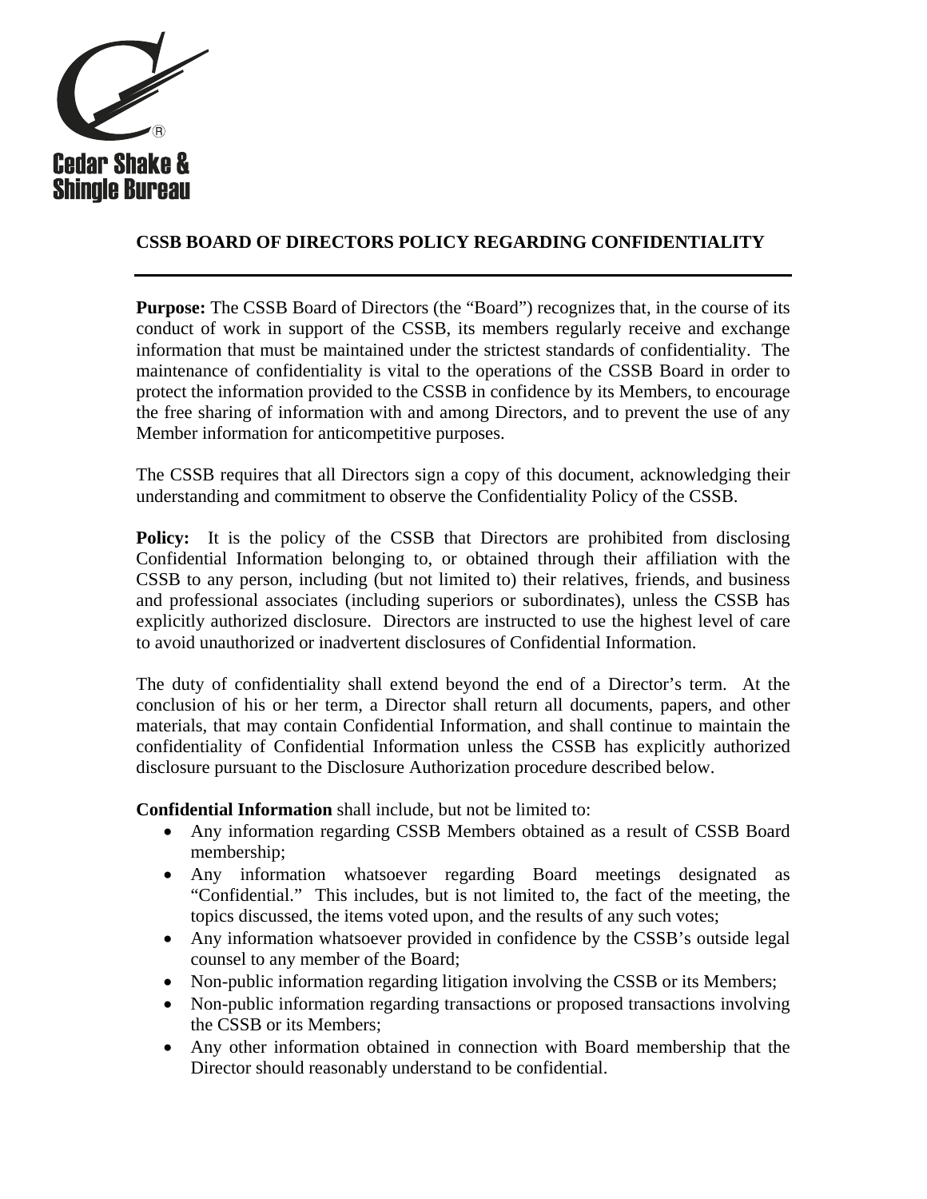Cedar Shake & Shingle Bureau

# CSSB BOARD OF DIRECTORS POLICY REGARDING CONFIDENTIALITY

**Purpose:** The CSSB Board of Directors (the "Board") recognizes that, in the course of its conduct of work in support of the CSSB, its members regularly receive and exchange information that must be maintained under the strictest standards of confidentiality. The maintenance of confidentiality is vital to the operations of the CSSB Board in order to protect the information provided to the CSSB in confidence by its Members, to encourage the free sharing of information with and among Directors, and to prevent the use of any Member information for anticompetitive purposes.

The CSSB requires that all Directors sign a copy of this document, acknowledging their understanding and commitment to observe the Confidentiality Policy of the CSSB.

**Policy:** It is the policy of the CSSB that Directors are prohibited from disclosing Confidential Information belonging to, or obtained through their affiliation with the CSSB to any person, including (but not limited to) their relatives, friends, and business and professional associates (including superiors or subordinates), unless the CSSB has explicitly authorized disclosure. Directors are instructed to use the highest level of care to avoid unauthorized or inadvertent disclosures of Confidential Information.

The duty of confidentiality shall extend beyond the end of a Director's term. At the conclusion of his or her term, a Director shall return all documents, papers, and other materials, that may contain Confidential Information, and shall continue to maintain the confidentiality of Confidential Information unless the CSSB has explicitly authorized disclosure pursuant to the Disclosure Authorization procedure described below.

**Confidential Information** shall include, but not be limited to:

- Any information regarding CSSB Members obtained as a result of CSSB Board membership;
- Any information whatsoever regarding Board meetings designated as "Confidential." This includes, but is not limited to, the fact of the meeting, the topics discussed, the items voted upon, and the results of any such votes;
- Any information whatsoever provided in confidence by the CSSB's outside legal counsel to any member of the Board;
- Non-public information regarding litigation involving the CSSB or its Members;
- Non-public information regarding transactions or proposed transactions involving the CSSB or its Members;
- Any other information obtained in connection with Board membership that the Director should reasonably understand to be confidential.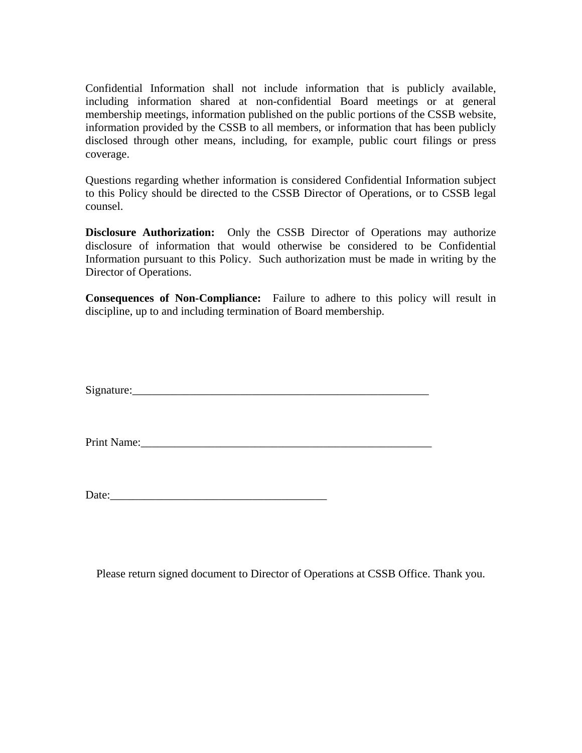Confidential Information shall not include information that is publicly available, including information shared at non-confidential Board meetings or at general membership meetings, information published on the public portions of the CSSB website, information provided by the CSSB to all members, or information that has been publicly disclosed through other means, including, for example, public court filings or press coverage.

Questions regarding whether information is considered Confidential Information subject to this Policy should be directed to the CSSB Director of Operations, or to CSSB legal counsel.

**Disclosure Authorization:** Only the CSSB Director of Operations may authorize disclosure of information that would otherwise be considered to be Confidential Information pursuant to this Policy. Such authorization must be made in writing by the Director of Operations.

**Consequences of Non-Compliance:** Failure to adhere to this policy will result in discipline, up to and including termination of Board membership.

Signature:_______________________________________________________

Print Name:______________________________________________________

Date:_______________________________________

Please return signed document to Director of Operations at CSSB Office. Thank you.